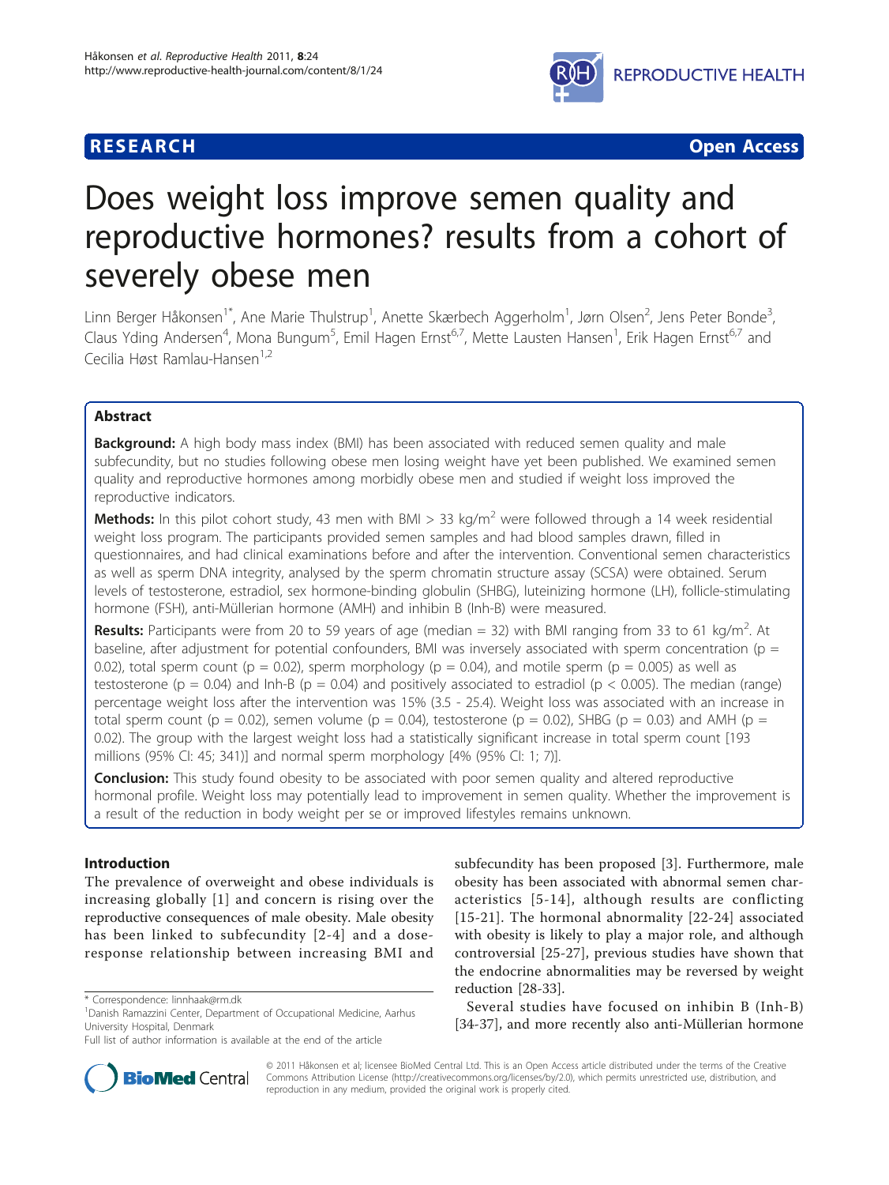**RESEARCH** **Open Access**

# Does weight loss improve semen quality and reproductive hormones? results from a cohort of severely obese men

Linn Berger Håkonsen[1*], Ane Marie Thulstrup[1], Anette Skærbech Aggerholm[1], Jørn Olsen[2], Jens Peter Bonde[3], Claus Yding Andersen[4], Mona Bungum[5], Emil Hagen Ernst[6,7], Mette Lausten Hansen[1], Erik Hagen Ernst[6,7] and Cecilia Høst Ramlau-Hansen[1,2]

## Abstract

**Background:** A high body mass index (BMI) has been associated with reduced semen quality and male subfecundity, but no studies following obese men losing weight have yet been published. We examined semen quality and reproductive hormones among morbidly obese men and studied if weight loss improved the reproductive indicators.

**Methods:** In this pilot cohort study, 43 men with BMI > 33 kg/m$^2$ were followed through a 14 week residential weight loss program. The participants provided semen samples and had blood samples drawn, filled in questionnaires, and had clinical examinations before and after the intervention. Conventional semen characteristics as well as sperm DNA integrity, analysed by the sperm chromatin structure assay (SCSA) were obtained. Serum levels of testosterone, estradiol, sex hormone-binding globulin (SHBG), luteinizing hormone (LH), follicle-stimulating hormone (FSH), anti-Müllerian hormone (AMH) and inhibin B (Inh-B) were measured.

**Results:** Participants were from 20 to 59 years of age (median = 32) with BMI ranging from 33 to 61 kg/m$^2$. At baseline, after adjustment for potential confounders, BMI was inversely associated with sperm concentration ($p = 0.02$), total sperm count ($p = 0.02$), sperm morphology ($p = 0.04$), and motile sperm ($p = 0.005$) as well as testosterone ($p = 0.04$) and Inh-B ($p = 0.04$) and positively associated to estradiol ($p < 0.005$). The median (range) percentage weight loss after the intervention was 15% (3.5 - 25.4). Weight loss was associated with an increase in total sperm count ($p = 0.02$), semen volume ($p = 0.04$), testosterone ($p = 0.02$), SHBG ($p = 0.03$) and AMH ($p = 0.02$). The group with the largest weight loss had a statistically significant increase in total sperm count [193 millions (95% CI: 45; 341)] and normal sperm morphology [4% (95% CI: 1; 7)].

**Conclusion:** This study found obesity to be associated with poor semen quality and altered reproductive hormonal profile. Weight loss may potentially lead to improvement in semen quality. Whether the improvement is a result of the reduction in body weight per se or improved lifestyles remains unknown.

## Introduction

The prevalence of overweight and obese individuals is increasing globally [1] and concern is rising over the reproductive consequences of male obesity. Male obesity has been linked to subfecundity [2-4] and a dose-response relationship between increasing BMI and subfecundity has been proposed [3]. Furthermore, male obesity has been associated with abnormal semen characteristics [5-14], although results are conflicting [15-21]. The hormonal abnormality [22-24] associated with obesity is likely to play a major role, and although controversial [25-27], previous studies have shown that the endocrine abnormalities may be reversed by weight reduction [28-33].

Several studies have focused on inhibin B (Inh-B) [34-37], and more recently also anti-Müllerian hormone

\* Correspondence: linnhaak@rm.dk
[1]Danish Ramazzini Center, Department of Occupational Medicine, Aarhus University Hospital, Denmark
Full list of author information is available at the end of the article

© 2011 Håkonsen et al; licensee BioMed Central Ltd. This is an Open Access article distributed under the terms of the Creative Commons Attribution License (http://creativecommons.org/licenses/by/2.0), which permits unrestricted use, distribution, and reproduction in any medium, provided the original work is properly cited.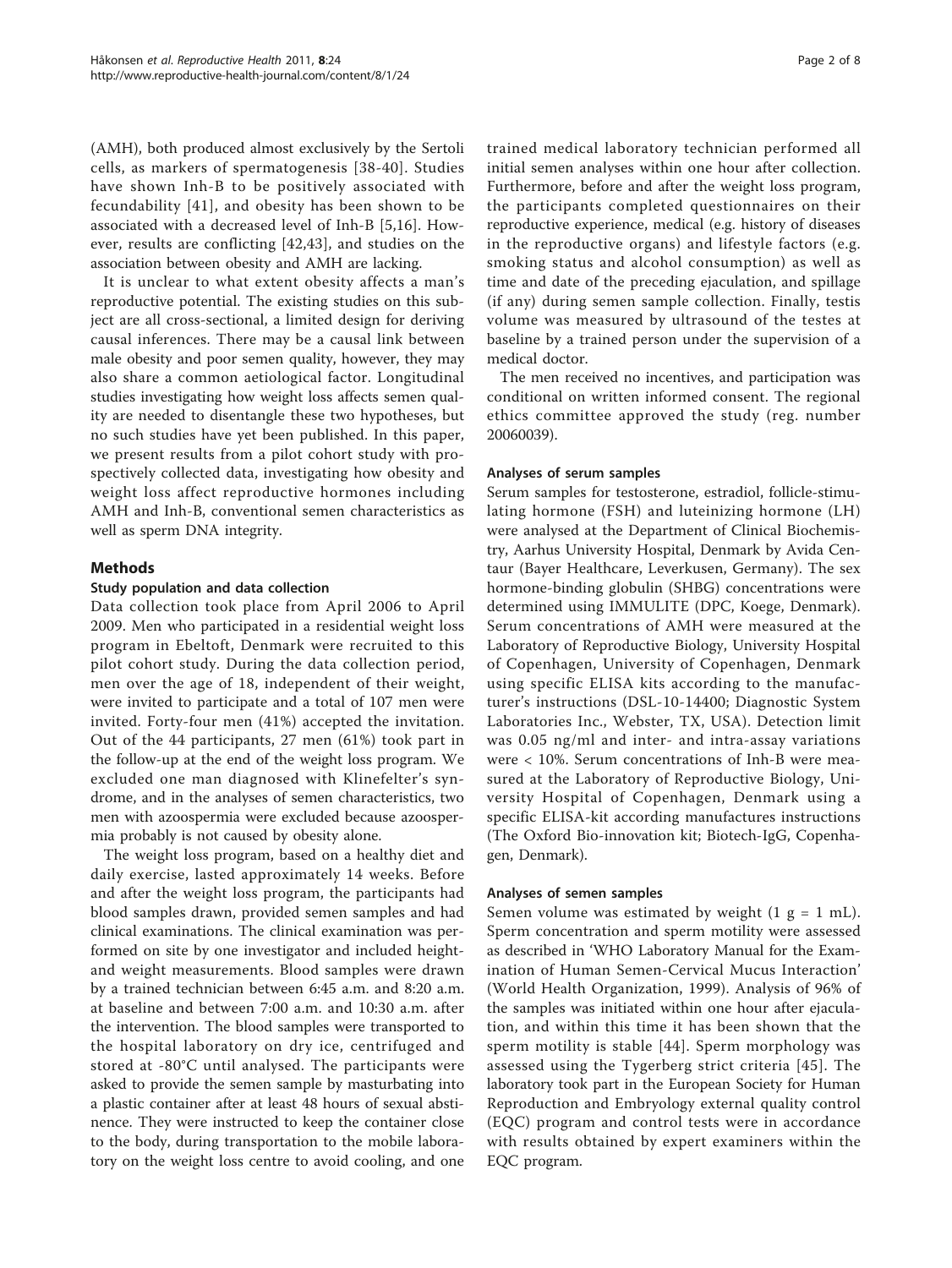(AMH), both produced almost exclusively by the Sertoli cells, as markers of spermatogenesis [38-40]. Studies have shown Inh-B to be positively associated with fecundability [41], and obesity has been shown to be associated with a decreased level of Inh-B [5,16]. However, results are conflicting [42,43], and studies on the association between obesity and AMH are lacking.

It is unclear to what extent obesity affects a man's reproductive potential. The existing studies on this subject are all cross-sectional, a limited design for deriving causal inferences. There may be a causal link between male obesity and poor semen quality, however, they may also share a common aetiological factor. Longitudinal studies investigating how weight loss affects semen quality are needed to disentangle these two hypotheses, but no such studies have yet been published. In this paper, we present results from a pilot cohort study with prospectively collected data, investigating how obesity and weight loss affect reproductive hormones including AMH and Inh-B, conventional semen characteristics as well as sperm DNA integrity.

## Methods

### Study population and data collection

Data collection took place from April 2006 to April 2009. Men who participated in a residential weight loss program in Ebeltoft, Denmark were recruited to this pilot cohort study. During the data collection period, men over the age of 18, independent of their weight, were invited to participate and a total of 107 men were invited. Forty-four men (41%) accepted the invitation. Out of the 44 participants, 27 men (61%) took part in the follow-up at the end of the weight loss program. We excluded one man diagnosed with Klinefelter's syndrome, and in the analyses of semen characteristics, two men with azoospermia were excluded because azoospermia probably is not caused by obesity alone.

The weight loss program, based on a healthy diet and daily exercise, lasted approximately 14 weeks. Before and after the weight loss program, the participants had blood samples drawn, provided semen samples and had clinical examinations. The clinical examination was performed on site by one investigator and included height- and weight measurements. Blood samples were drawn by a trained technician between 6:45 a.m. and 8:20 a.m. at baseline and between 7:00 a.m. and 10:30 a.m. after the intervention. The blood samples were transported to the hospital laboratory on dry ice, centrifuged and stored at -80°C until analysed. The participants were asked to provide the semen sample by masturbating into a plastic container after at least 48 hours of sexual abstinence. They were instructed to keep the container close to the body, during transportation to the mobile laboratory on the weight loss centre to avoid cooling, and one trained medical laboratory technician performed all initial semen analyses within one hour after collection. Furthermore, before and after the weight loss program, the participants completed questionnaires on their reproductive experience, medical (e.g. history of diseases in the reproductive organs) and lifestyle factors (e.g. smoking status and alcohol consumption) as well as time and date of the preceding ejaculation, and spillage (if any) during semen sample collection. Finally, testis volume was measured by ultrasound of the testes at baseline by a trained person under the supervision of a medical doctor.

The men received no incentives, and participation was conditional on written informed consent. The regional ethics committee approved the study (reg. number 20060039).

### Analyses of serum samples

Serum samples for testosterone, estradiol, follicle-stimulating hormone (FSH) and luteinizing hormone (LH) were analysed at the Department of Clinical Biochemistry, Aarhus University Hospital, Denmark by Avida Centaur (Bayer Healthcare, Leverkusen, Germany). The sex hormone-binding globulin (SHBG) concentrations were determined using IMMULITE (DPC, Koege, Denmark). Serum concentrations of AMH were measured at the Laboratory of Reproductive Biology, University Hospital of Copenhagen, University of Copenhagen, Denmark using specific ELISA kits according to the manufacturer's instructions (DSL-10-14400; Diagnostic System Laboratories Inc., Webster, TX, USA). Detection limit was 0.05 ng/ml and inter- and intra-assay variations were < 10%. Serum concentrations of Inh-B were measured at the Laboratory of Reproductive Biology, University Hospital of Copenhagen, Denmark using a specific ELISA-kit according manufactures instructions (The Oxford Bio-innovation kit; Biotech-IgG, Copenhagen, Denmark).

### Analyses of semen samples

Semen volume was estimated by weight (1 g = 1 mL). Sperm concentration and sperm motility were assessed as described in 'WHO Laboratory Manual for the Examination of Human Semen-Cervical Mucus Interaction' (World Health Organization, 1999). Analysis of 96% of the samples was initiated within one hour after ejaculation, and within this time it has been shown that the sperm motility is stable [44]. Sperm morphology was assessed using the Tygerberg strict criteria [45]. The laboratory took part in the European Society for Human Reproduction and Embryology external quality control (EQC) program and control tests were in accordance with results obtained by expert examiners within the EQC program.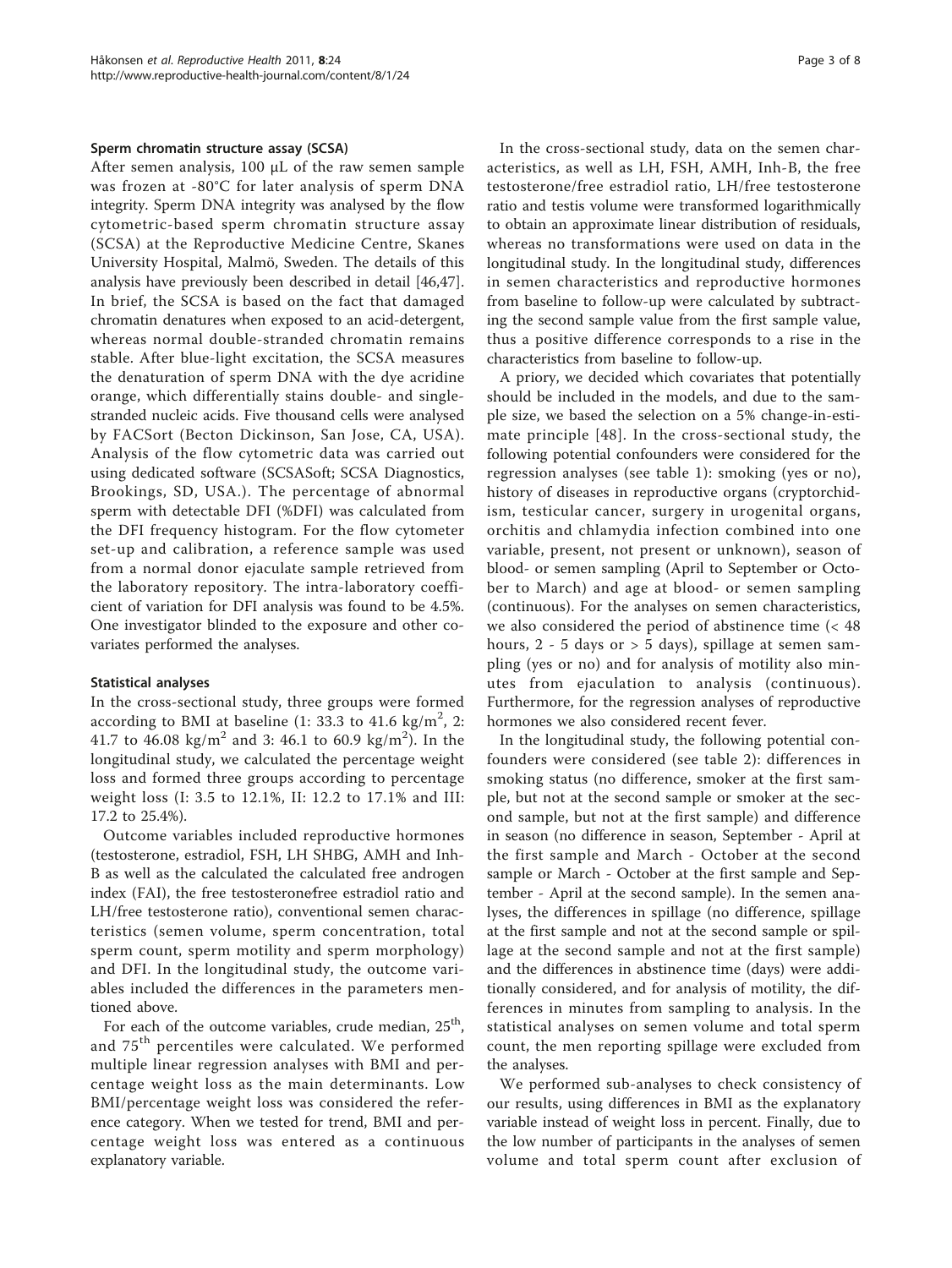### Sperm chromatin structure assay (SCSA)

After semen analysis, 100 μL of the raw semen sample was frozen at -80°C for later analysis of sperm DNA integrity. Sperm DNA integrity was analysed by the flow cytometric-based sperm chromatin structure assay (SCSA) at the Reproductive Medicine Centre, Skanes University Hospital, Malmö, Sweden. The details of this analysis have previously been described in detail [46,47]. In brief, the SCSA is based on the fact that damaged chromatin denatures when exposed to an acid-detergent, whereas normal double-stranded chromatin remains stable. After blue-light excitation, the SCSA measures the denaturation of sperm DNA with the dye acridine orange, which differentially stains double- and single-stranded nucleic acids. Five thousand cells were analysed by FACSort (Becton Dickinson, San Jose, CA, USA). Analysis of the flow cytometric data was carried out using dedicated software (SCSASoft; SCSA Diagnostics, Brookings, SD, USA.). The percentage of abnormal sperm with detectable DFI (%DFI) was calculated from the DFI frequency histogram. For the flow cytometer set-up and calibration, a reference sample was used from a normal donor ejaculate sample retrieved from the laboratory repository. The intra-laboratory coefficient of variation for DFI analysis was found to be 4.5%. One investigator blinded to the exposure and other covariates performed the analyses.

### Statistical analyses

In the cross-sectional study, three groups were formed according to BMI at baseline (1: 33.3 to 41.6 kg/m$^2$, 2: 41.7 to 46.08 kg/m$^2$ and 3: 46.1 to 60.9 kg/m$^2$). In the longitudinal study, we calculated the percentage weight loss and formed three groups according to percentage weight loss (I: 3.5 to 12.1%, II: 12.2 to 17.1% and III: 17.2 to 25.4%).

Outcome variables included reproductive hormones (testosterone, estradiol, FSH, LH SHBG, AMH and Inh-B as well as the calculated the calculated free androgen index (FAI), the free testosterone⁄free estradiol ratio and LH/free testosterone ratio), conventional semen characteristics (semen volume, sperm concentration, total sperm count, sperm motility and sperm morphology) and DFI. In the longitudinal study, the outcome variables included the differences in the parameters mentioned above.

For each of the outcome variables, crude median, 25$^{th}$, and 75$^{th}$ percentiles were calculated. We performed multiple linear regression analyses with BMI and percentage weight loss as the main determinants. Low BMI/percentage weight loss was considered the reference category. When we tested for trend, BMI and percentage weight loss was entered as a continuous explanatory variable.

In the cross-sectional study, data on the semen characteristics, as well as LH, FSH, AMH, Inh-B, the free testosterone/free estradiol ratio, LH/free testosterone ratio and testis volume were transformed logarithmically to obtain an approximate linear distribution of residuals, whereas no transformations were used on data in the longitudinal study. In the longitudinal study, differences in semen characteristics and reproductive hormones from baseline to follow-up were calculated by subtracting the second sample value from the first sample value, thus a positive difference corresponds to a rise in the characteristics from baseline to follow-up.

A priory, we decided which covariates that potentially should be included in the models, and due to the sample size, we based the selection on a 5% change-in-estimate principle [48]. In the cross-sectional study, the following potential confounders were considered for the regression analyses (see table 1): smoking (yes or no), history of diseases in reproductive organs (cryptorchidism, testicular cancer, surgery in urogenital organs, orchitis and chlamydia infection combined into one variable, present, not present or unknown), season of blood- or semen sampling (April to September or October to March) and age at blood- or semen sampling (continuous). For the analyses on semen characteristics, we also considered the period of abstinence time (< 48 hours, 2 - 5 days or > 5 days), spillage at semen sampling (yes or no) and for analysis of motility also minutes from ejaculation to analysis (continuous). Furthermore, for the regression analyses of reproductive hormones we also considered recent fever.

In the longitudinal study, the following potential confounders were considered (see table 2): differences in smoking status (no difference, smoker at the first sample, but not at the second sample or smoker at the second sample, but not at the first sample) and difference in season (no difference in season, September - April at the first sample and March - October at the second sample or March - October at the first sample and September - April at the second sample). In the semen analyses, the differences in spillage (no difference, spillage at the first sample and not at the second sample or spillage at the second sample and not at the first sample) and the differences in abstinence time (days) were additionally considered, and for analysis of motility, the differences in minutes from sampling to analysis. In the statistical analyses on semen volume and total sperm count, the men reporting spillage were excluded from the analyses.

We performed sub-analyses to check consistency of our results, using differences in BMI as the explanatory variable instead of weight loss in percent. Finally, due to the low number of participants in the analyses of semen volume and total sperm count after exclusion of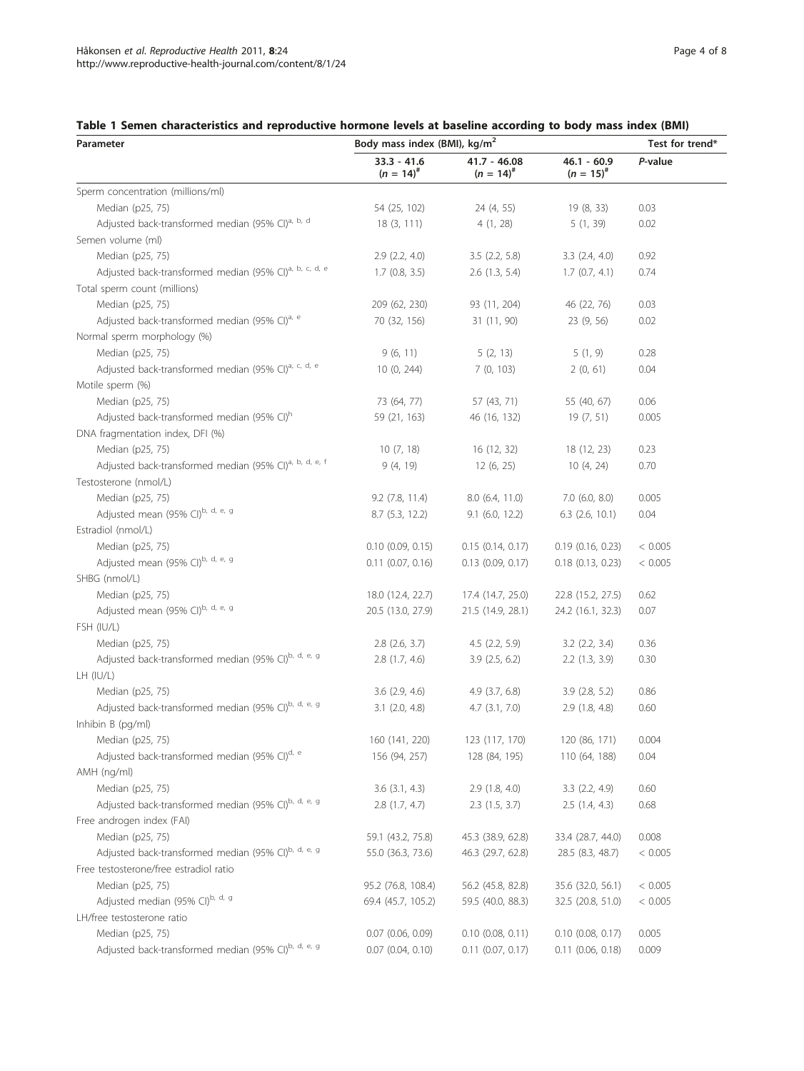**Table 1 Semen characteristics and reproductive hormone levels at baseline according to body mass index (BMI)**

| Parameter | Body mass index (BMI), kg/m$^2$ | | | Test for trend* |
|---|---|---|---|---|
| | 33.3 - 41.6 ($n$ = 14)[#] | 41.7 - 46.08 ($n$ = 14)[#] | 46.1 - 60.9 ($n$ = 15)[#] | *P*-value |
| Sperm concentration (millions/ml) | | | | |
| Median (p25, 75) | 54 (25, 102) | 24 (4, 55) | 19 (8, 33) | 0.03 |
| Adjusted back-transformed median (95% CI)[a, b, d] | 18 (3, 111) | 4 (1, 28) | 5 (1, 39) | 0.02 |
| Semen volume (ml) | | | | |
| Median (p25, 75) | 2.9 (2.2, 4.0) | 3.5 (2.2, 5.8) | 3.3 (2.4, 4.0) | 0.92 |
| Adjusted back-transformed median (95% CI)[a, b, c, d, e] | 1.7 (0.8, 3.5) | 2.6 (1.3, 5.4) | 1.7 (0.7, 4.1) | 0.74 |
| Total sperm count (millions) | | | | |
| Median (p25, 75) | 209 (62, 230) | 93 (11, 204) | 46 (22, 76) | 0.03 |
| Adjusted back-transformed median (95% CI)[a, e] | 70 (32, 156) | 31 (11, 90) | 23 (9, 56) | 0.02 |
| Normal sperm morphology (%) | | | | |
| Median (p25, 75) | 9 (6, 11) | 5 (2, 13) | 5 (1, 9) | 0.28 |
| Adjusted back-transformed median (95% CI)[a, c, d, e] | 10 (0, 244) | 7 (0, 103) | 2 (0, 61) | 0.04 |
| Motile sperm (%) | | | | |
| Median (p25, 75) | 73 (64, 77) | 57 (43, 71) | 55 (40, 67) | 0.06 |
| Adjusted back-transformed median (95% CI)[h] | 59 (21, 163) | 46 (16, 132) | 19 (7, 51) | 0.005 |
| DNA fragmentation index, DFI (%) | | | | |
| Median (p25, 75) | 10 (7, 18) | 16 (12, 32) | 18 (12, 23) | 0.23 |
| Adjusted back-transformed median (95% CI)[a, b, d, e, f] | 9 (4, 19) | 12 (6, 25) | 10 (4, 24) | 0.70 |
| Testosterone (nmol/L) | | | | |
| Median (p25, 75) | 9.2 (7.8, 11.4) | 8.0 (6.4, 11.0) | 7.0 (6.0, 8.0) | 0.005 |
| Adjusted mean (95% CI)[b, d, e, g] | 8.7 (5.3, 12.2) | 9.1 (6.0, 12.2) | 6.3 (2.6, 10.1) | 0.04 |
| Estradiol (nmol/L) | | | | |
| Median (p25, 75) | 0.10 (0.09, 0.15) | 0.15 (0.14, 0.17) | 0.19 (0.16, 0.23) | < 0.005 |
| Adjusted mean (95% CI)[b, d, e, g] | 0.11 (0.07, 0.16) | 0.13 (0.09, 0.17) | 0.18 (0.13, 0.23) | < 0.005 |
| SHBG (nmol/L) | | | | |
| Median (p25, 75) | 18.0 (12.4, 22.7) | 17.4 (14.7, 25.0) | 22.8 (15.2, 27.5) | 0.62 |
| Adjusted mean (95% CI)[b, d, e, g] | 20.5 (13.0, 27.9) | 21.5 (14.9, 28.1) | 24.2 (16.1, 32.3) | 0.07 |
| FSH (IU/L) | | | | |
| Median (p25, 75) | 2.8 (2.6, 3.7) | 4.5 (2.2, 5.9) | 3.2 (2.2, 3.4) | 0.36 |
| Adjusted back-transformed median (95% CI)[b, d, e, g] | 2.8 (1.7, 4.6) | 3.9 (2.5, 6.2) | 2.2 (1.3, 3.9) | 0.30 |
| LH (IU/L) | | | | |
| Median (p25, 75) | 3.6 (2.9, 4.6) | 4.9 (3.7, 6.8) | 3.9 (2.8, 5.2) | 0.86 |
| Adjusted back-transformed median (95% CI)[b, d, e, g] | 3.1 (2.0, 4.8) | 4.7 (3.1, 7.0) | 2.9 (1.8, 4.8) | 0.60 |
| Inhibin B (pg/ml) | | | | |
| Median (p25, 75) | 160 (141, 220) | 123 (117, 170) | 120 (86, 171) | 0.004 |
| Adjusted back-transformed median (95% CI)[d, e] | 156 (94, 257) | 128 (84, 195) | 110 (64, 188) | 0.04 |
| AMH (ng/ml) | | | | |
| Median (p25, 75) | 3.6 (3.1, 4.3) | 2.9 (1.8, 4.0) | 3.3 (2.2, 4.9) | 0.60 |
| Adjusted back-transformed median (95% CI)[b, d, e, g] | 2.8 (1.7, 4.7) | 2.3 (1.5, 3.7) | 2.5 (1.4, 4.3) | 0.68 |
| Free androgen index (FAI) | | | | |
| Median (p25, 75) | 59.1 (43.2, 75.8) | 45.3 (38.9, 62.8) | 33.4 (28.7, 44.0) | 0.008 |
| Adjusted back-transformed median (95% CI)[b, d, e, g] | 55.0 (36.3, 73.6) | 46.3 (29.7, 62.8) | 28.5 (8.3, 48.7) | < 0.005 |
| Free testosterone/free estradiol ratio | | | | |
| Median (p25, 75) | 95.2 (76.8, 108.4) | 56.2 (45.8, 82.8) | 35.6 (32.0, 56.1) | < 0.005 |
| Adjusted median (95% CI)[b, d, g] | 69.4 (45.7, 105.2) | 59.5 (40.0, 88.3) | 32.5 (20.8, 51.0) | < 0.005 |
| LH/free testosterone ratio | | | | |
| Median (p25, 75) | 0.07 (0.06, 0.09) | 0.10 (0.08, 0.11) | 0.10 (0.08, 0.17) | 0.005 |
| Adjusted back-transformed median (95% CI)[b, d, e, g] | 0.07 (0.04, 0.10) | 0.11 (0.07, 0.17) | 0.11 (0.06, 0.18) | 0.009 |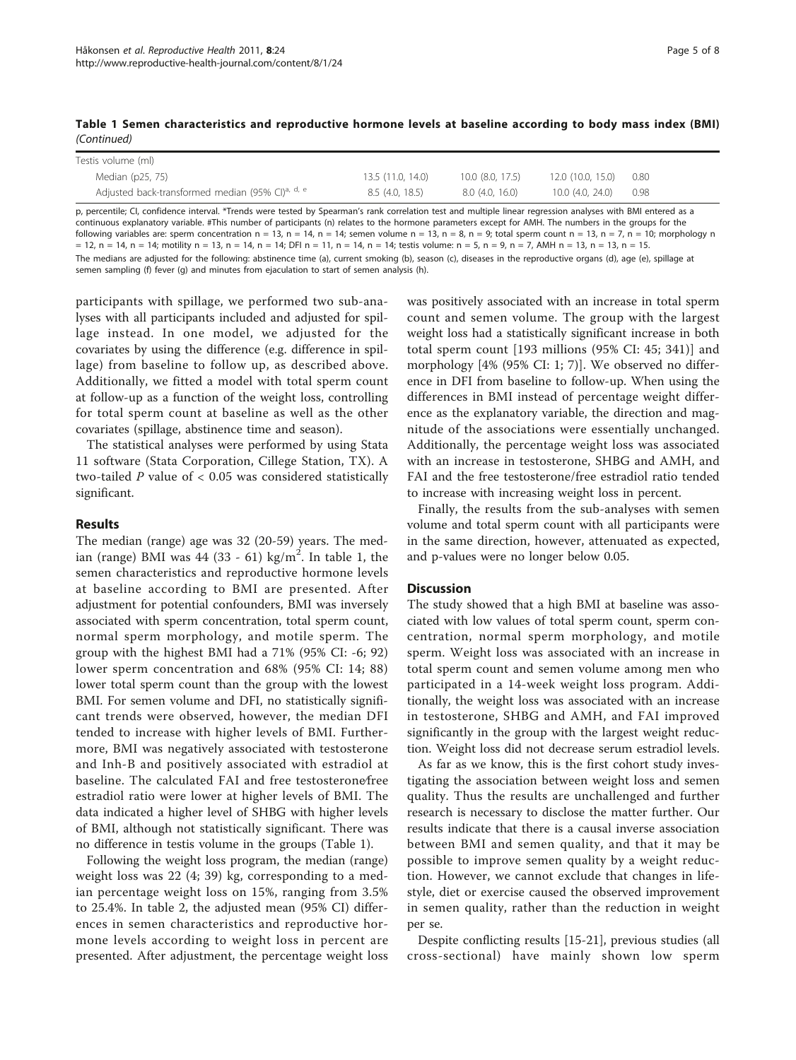**Table 1 Semen characteristics and reproductive hormone levels at baseline according to body mass index (BMI)** *(Continued)*

| | | | | |
|---|---|---|---|---|
| Testis volume (ml) | | | | |
| Median (p25, 75) | 13.5 (11.0, 14.0) | 10.0 (8.0, 17.5) | 12.0 (10.0, 15.0) | 0.80 |
| Adjusted back-transformed median (95% CI)[a, d, e] | 8.5 (4.0, 18.5) | 8.0 (4.0, 16.0) | 10.0 (4.0, 24.0) | 0.98 |

p, percentile; CI, confidence interval. *Trends were tested by Spearman's rank correlation test and multiple linear regression analyses with BMI entered as a continuous explanatory variable. #This number of participants (n) relates to the hormone parameters except for AMH. The numbers in the groups for the following variables are: sperm concentration n = 13, n = 14, n = 14; semen volume n = 13, n = 8, n = 9; total sperm count n = 13, n = 7, n = 10; morphology n = 12, n = 14, n = 14; motility n = 13, n = 14, n = 14; DFI n = 11, n = 14, n = 14; testis volume: n = 5, n = 9, n = 7, AMH n = 13, n = 13, n = 15.

The medians are adjusted for the following: abstinence time (a), current smoking (b), season (c), diseases in the reproductive organs (d), age (e), spillage at semen sampling (f) fever (g) and minutes from ejaculation to start of semen analysis (h).

participants with spillage, we performed two sub-analyses with all participants included and adjusted for spillage instead. In one model, we adjusted for the covariates by using the difference (e.g. difference in spillage) from baseline to follow up, as described above. Additionally, we fitted a model with total sperm count at follow-up as a function of the weight loss, controlling for total sperm count at baseline as well as the other covariates (spillage, abstinence time and season).

The statistical analyses were performed by using Stata 11 software (Stata Corporation, Cillege Station, TX). A two-tailed *P* value of < 0.05 was considered statistically significant.

## Results

The median (range) age was 32 (20-59) years. The median (range) BMI was 44 (33 - 61) kg/m$^2$. In table 1, the semen characteristics and reproductive hormone levels at baseline according to BMI are presented. After adjustment for potential confounders, BMI was inversely associated with sperm concentration, total sperm count, normal sperm morphology, and motile sperm. The group with the highest BMI had a 71% (95% CI: -6; 92) lower sperm concentration and 68% (95% CI: 14; 88) lower total sperm count than the group with the lowest BMI. For semen volume and DFI, no statistically significant trends were observed, however, the median DFI tended to increase with higher levels of BMI. Furthermore, BMI was negatively associated with testosterone and Inh-B and positively associated with estradiol at baseline. The calculated FAI and free testosterone/free estradiol ratio were lower at higher levels of BMI. The data indicated a higher level of SHBG with higher levels of BMI, although not statistically significant. There was no difference in testis volume in the groups (Table 1).

Following the weight loss program, the median (range) weight loss was 22 (4; 39) kg, corresponding to a median percentage weight loss on 15%, ranging from 3.5% to 25.4%. In table 2, the adjusted mean (95% CI) differences in semen characteristics and reproductive hormone levels according to weight loss in percent are presented. After adjustment, the percentage weight loss was positively associated with an increase in total sperm count and semen volume. The group with the largest weight loss had a statistically significant increase in both total sperm count [193 millions (95% CI: 45; 341)] and morphology [4% (95% CI: 1; 7)]. We observed no difference in DFI from baseline to follow-up. When using the differences in BMI instead of percentage weight difference as the explanatory variable, the direction and magnitude of the associations were essentially unchanged. Additionally, the percentage weight loss was associated with an increase in testosterone, SHBG and AMH, and FAI and the free testosterone/free estradiol ratio tended to increase with increasing weight loss in percent.

Finally, the results from the sub-analyses with semen volume and total sperm count with all participants were in the same direction, however, attenuated as expected, and p-values were no longer below 0.05.

## Discussion

The study showed that a high BMI at baseline was associated with low values of total sperm count, sperm concentration, normal sperm morphology, and motile sperm. Weight loss was associated with an increase in total sperm count and semen volume among men who participated in a 14-week weight loss program. Additionally, the weight loss was associated with an increase in testosterone, SHBG and AMH, and FAI improved significantly in the group with the largest weight reduction. Weight loss did not decrease serum estradiol levels.

As far as we know, this is the first cohort study investigating the association between weight loss and semen quality. Thus the results are unchallenged and further research is necessary to disclose the matter further. Our results indicate that there is a causal inverse association between BMI and semen quality, and that it may be possible to improve semen quality by a weight reduction. However, we cannot exclude that changes in lifestyle, diet or exercise caused the observed improvement in semen quality, rather than the reduction in weight per se.

Despite conflicting results [15-21], previous studies (all cross-sectional) have mainly shown low sperm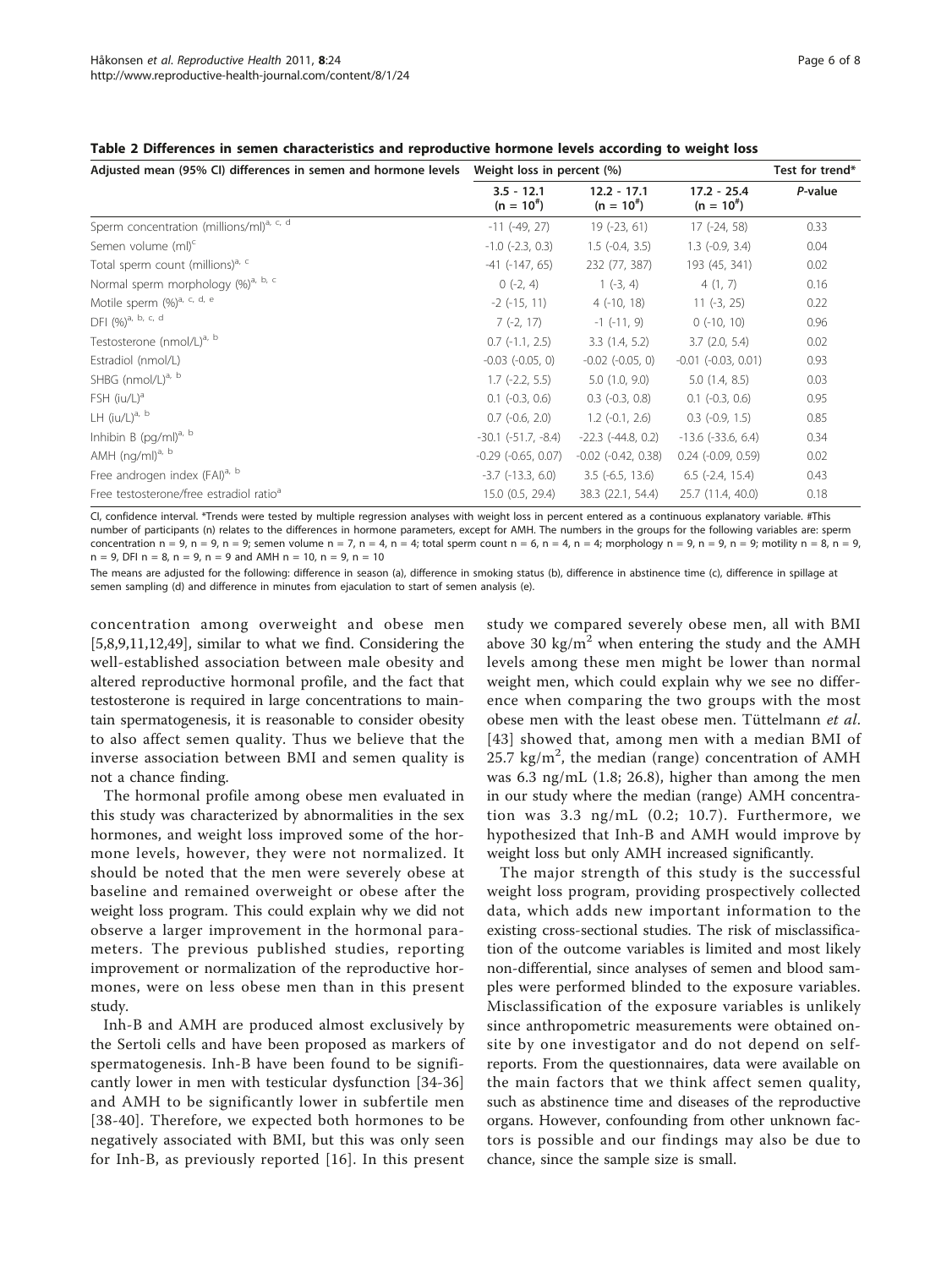**Table 2 Differences in semen characteristics and reproductive hormone levels according to weight loss**

| Adjusted mean (95% CI) differences in semen and hormone levels | Weight loss in percent (%) | | | Test for trend* |
|---|---|---|---|---|
| | 3.5 - 12.1 (n = 10[#]) | 12.2 - 17.1 (n = 10[#]) | 17.2 - 25.4 (n = 10[#]) | *P*-value |
| Sperm concentration (millions/ml)[a, c, d] | -11 (-49, 27) | 19 (-23, 61) | 17 (-24, 58) | 0.33 |
| Semen volume (ml)[c] | -1.0 (-2.3, 0.3) | 1.5 (-0.4, 3.5) | 1.3 (-0.9, 3.4) | 0.04 |
| Total sperm count (millions)[a, c] | -41 (-147, 65) | 232 (77, 387) | 193 (45, 341) | 0.02 |
| Normal sperm morphology (%)[a, b, c] | 0 (-2, 4) | 1 (-3, 4) | 4 (1, 7) | 0.16 |
| Motile sperm (%)[a, c, d, e] | -2 (-15, 11) | 4 (-10, 18) | 11 (-3, 25) | 0.22 |
| DFI (%)[a, b, c, d] | 7 (-2, 17) | -1 (-11, 9) | 0 (-10, 10) | 0.96 |
| Testosterone (nmol/L)[a, b] | 0.7 (-1.1, 2.5) | 3.3 (1.4, 5.2) | 3.7 (2.0, 5.4) | 0.02 |
| Estradiol (nmol/L) | -0.03 (-0.05, 0) | -0.02 (-0.05, 0) | -0.01 (-0.03, 0.01) | 0.93 |
| SHBG (nmol/L)[a, b] | 1.7 (-2.2, 5.5) | 5.0 (1.0, 9.0) | 5.0 (1.4, 8.5) | 0.03 |
| FSH (iu/L)[a] | 0.1 (-0.3, 0.6) | 0.3 (-0.3, 0.8) | 0.1 (-0.3, 0.6) | 0.95 |
| LH (iu/L)[a, b] | 0.7 (-0.6, 2.0) | 1.2 (-0.1, 2.6) | 0.3 (-0.9, 1.5) | 0.85 |
| Inhibin B (pg/ml)[a, b] | -30.1 (-51.7, -8.4) | -22.3 (-44.8, 0.2) | -13.6 (-33.6, 6.4) | 0.34 |
| AMH (ng/ml)[a, b] | -0.29 (-0.65, 0.07) | -0.02 (-0.42, 0.38) | 0.24 (-0.09, 0.59) | 0.02 |
| Free androgen index (FAI)[a, b] | -3.7 (-13.3, 6.0) | 3.5 (-6.5, 13.6) | 6.5 (-2.4, 15.4) | 0.43 |
| Free testosterone/free estradiol ratio[a] | 15.0 (0.5, 29.4) | 38.3 (22.1, 54.4) | 25.7 (11.4, 40.0) | 0.18 |

CI, confidence interval. *Trends were tested by multiple regression analyses with weight loss in percent entered as a continuous explanatory variable. #This number of participants (n) relates to the differences in hormone parameters, except for AMH. The numbers in the groups for the following variables are: sperm concentration n = 9, n = 9, n = 9; semen volume n = 7, n = 4, n = 4; total sperm count n = 6, n = 4, n = 4; morphology n = 9, n = 9, n = 9; motility n = 8, n = 9, n = 9, DFI n = 8, n = 9, n = 9 and AMH n = 10, n = 9, n = 10

The means are adjusted for the following: difference in season (a), difference in smoking status (b), difference in abstinence time (c), difference in spillage at semen sampling (d) and difference in minutes from ejaculation to start of semen analysis (e).

concentration among overweight and obese men [5,8,9,11,12,49], similar to what we find. Considering the well-established association between male obesity and altered reproductive hormonal profile, and the fact that testosterone is required in large concentrations to maintain spermatogenesis, it is reasonable to consider obesity to also affect semen quality. Thus we believe that the inverse association between BMI and semen quality is not a chance finding.

The hormonal profile among obese men evaluated in this study was characterized by abnormalities in the sex hormones, and weight loss improved some of the hormone levels, however, they were not normalized. It should be noted that the men were severely obese at baseline and remained overweight or obese after the weight loss program. This could explain why we did not observe a larger improvement in the hormonal parameters. The previous published studies, reporting improvement or normalization of the reproductive hormones, were on less obese men than in this present study.

Inh-B and AMH are produced almost exclusively by the Sertoli cells and have been proposed as markers of spermatogenesis. Inh-B have been found to be significantly lower in men with testicular dysfunction [34-36] and AMH to be significantly lower in subfertile men [38-40]. Therefore, we expected both hormones to be negatively associated with BMI, but this was only seen for Inh-B, as previously reported [16]. In this present study we compared severely obese men, all with BMI above 30 kg/m$^2$ when entering the study and the AMH levels among these men might be lower than normal weight men, which could explain why we see no difference when comparing the two groups with the most obese men with the least obese men. Tüttelmann *et al.* [43] showed that, among men with a median BMI of 25.7 kg/m$^2$, the median (range) concentration of AMH was 6.3 ng/mL (1.8; 26.8), higher than among the men in our study where the median (range) AMH concentration was 3.3 ng/mL (0.2; 10.7). Furthermore, we hypothesized that Inh-B and AMH would improve by weight loss but only AMH increased significantly.

The major strength of this study is the successful weight loss program, providing prospectively collected data, which adds new important information to the existing cross-sectional studies. The risk of misclassification of the outcome variables is limited and most likely non-differential, since analyses of semen and blood samples were performed blinded to the exposure variables. Misclassification of the exposure variables is unlikely since anthropometric measurements were obtained onsite by one investigator and do not depend on self-reports. From the questionnaires, data were available on the main factors that we think affect semen quality, such as abstinence time and diseases of the reproductive organs. However, confounding from other unknown factors is possible and our findings may also be due to chance, since the sample size is small.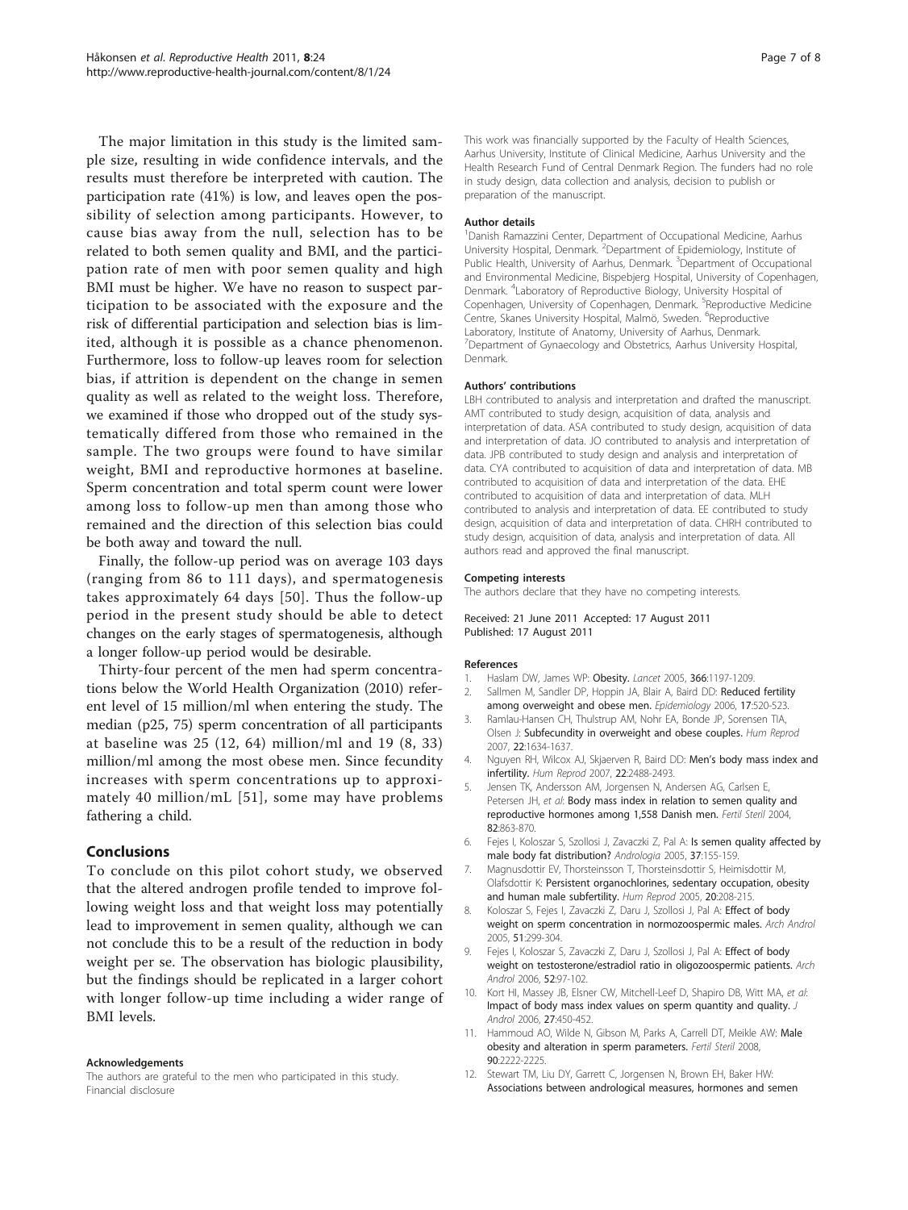The major limitation in this study is the limited sample size, resulting in wide confidence intervals, and the results must therefore be interpreted with caution. The participation rate (41%) is low, and leaves open the possibility of selection among participants. However, to cause bias away from the null, selection has to be related to both semen quality and BMI, and the participation rate of men with poor semen quality and high BMI must be higher. We have no reason to suspect participation to be associated with the exposure and the risk of differential participation and selection bias is limited, although it is possible as a chance phenomenon. Furthermore, loss to follow-up leaves room for selection bias, if attrition is dependent on the change in semen quality as well as related to the weight loss. Therefore, we examined if those who dropped out of the study systematically differed from those who remained in the sample. The two groups were found to have similar weight, BMI and reproductive hormones at baseline. Sperm concentration and total sperm count were lower among loss to follow-up men than among those who remained and the direction of this selection bias could be both away and toward the null.

Finally, the follow-up period was on average 103 days (ranging from 86 to 111 days), and spermatogenesis takes approximately 64 days [50]. Thus the follow-up period in the present study should be able to detect changes on the early stages of spermatogenesis, although a longer follow-up period would be desirable.

Thirty-four percent of the men had sperm concentrations below the World Health Organization (2010) referent level of 15 million/ml when entering the study. The median (p25, 75) sperm concentration of all participants at baseline was 25 (12, 64) million/ml and 19 (8, 33) million/ml among the most obese men. Since fecundity increases with sperm concentrations up to approximately 40 million/mL [51], some may have problems fathering a child.

## Conclusions

To conclude on this pilot cohort study, we observed that the altered androgen profile tended to improve following weight loss and that weight loss may potentially lead to improvement in semen quality, although we can not conclude this to be a result of the reduction in body weight per se. The observation has biologic plausibility, but the findings should be replicated in a larger cohort with longer follow-up time including a wider range of BMI levels.

#### Acknowledgements

The authors are grateful to the men who participated in this study. Financial disclosure

This work was financially supported by the Faculty of Health Sciences, Aarhus University, Institute of Clinical Medicine, Aarhus University and the Health Research Fund of Central Denmark Region. The funders had no role in study design, data collection and analysis, decision to publish or preparation of the manuscript.

#### Author details

[1]Danish Ramazzini Center, Department of Occupational Medicine, Aarhus University Hospital, Denmark. [2]Department of Epidemiology, Institute of Public Health, University of Aarhus, Denmark. [3]Department of Occupational and Environmental Medicine, Bispebjerg Hospital, University of Copenhagen, Denmark. [4]Laboratory of Reproductive Biology, University Hospital of Copenhagen, University of Copenhagen, Denmark. [5]Reproductive Medicine Centre, Skanes University Hospital, Malmö, Sweden. [6]Reproductive Laboratory, Institute of Anatomy, University of Aarhus, Denmark. [7]Department of Gynaecology and Obstetrics, Aarhus University Hospital, Denmark.

#### Authors' contributions

LBH contributed to analysis and interpretation and drafted the manuscript. AMT contributed to study design, acquisition of data, analysis and interpretation of data. ASA contributed to study design, acquisition of data and interpretation of data. JO contributed to analysis and interpretation of data. JPB contributed to study design and analysis and interpretation of data. CYA contributed to acquisition of data and interpretation of data. MB contributed to acquisition of data and interpretation of the data. EHE contributed to acquisition of data and interpretation of data. MLH contributed to analysis and interpretation of data. EE contributed to study design, acquisition of data and interpretation of data. CHRH contributed to study design, acquisition of data, analysis and interpretation of data. All authors read and approved the final manuscript.

#### Competing interests

The authors declare that they have no competing interests.

Received: 21 June 2011 Accepted: 17 August 2011
Published: 17 August 2011

#### References

1. Haslam DW, James WP: **Obesity.** *Lancet* 2005, **366**:1197-1209.
2. Sallmen M, Sandler DP, Hoppin JA, Blair A, Baird DD: **Reduced fertility among overweight and obese men.** *Epidemiology* 2006, **17**:520-523.
3. Ramlau-Hansen CH, Thulstrup AM, Nohr EA, Bonde JP, Sorensen TIA, Olsen J: **Subfecundity in overweight and obese couples.** *Hum Reprod* 2007, **22**:1634-1637.
4. Nguyen RH, Wilcox AJ, Skjaerven R, Baird DD: **Men's body mass index and infertility.** *Hum Reprod* 2007, **22**:2488-2493.
5. Jensen TK, Andersson AM, Jorgensen N, Andersen AG, Carlsen E, Petersen JH, *et al*: **Body mass index in relation to semen quality and reproductive hormones among 1,558 Danish men.** *Fertil Steril* 2004, **82**:863-870.
6. Fejes I, Koloszar S, Szollosi J, Zavaczki Z, Pal A: **Is semen quality affected by male body fat distribution?** *Andrologia* 2005, **37**:155-159.
7. Magnusdottir EV, Thorsteinsson T, Thorsteinsdottir S, Heimisdottir M, Olafsdottir K: **Persistent organochlorines, sedentary occupation, obesity and human male subfertility.** *Hum Reprod* 2005, **20**:208-215.
8. Koloszar S, Fejes I, Zavaczki Z, Daru J, Szollosi J, Pal A: **Effect of body weight on sperm concentration in normozoospermic males.** *Arch Androl* 2005, **51**:299-304.
9. Fejes I, Koloszar S, Zavaczki Z, Daru J, Szollosi J, Pal A: **Effect of body weight on testosterone/estradiol ratio in oligozoospermic patients.** *Arch Androl* 2006, **52**:97-102.
10. Kort HI, Massey JB, Elsner CW, Mitchell-Leef D, Shapiro DB, Witt MA, *et al*: **Impact of body mass index values on sperm quantity and quality.** *J Androl* 2006, **27**:450-452.
11. Hammoud AO, Wilde N, Gibson M, Parks A, Carrell DT, Meikle AW: **Male obesity and alteration in sperm parameters.** *Fertil Steril* 2008, **90**:2222-2225.
12. Stewart TM, Liu DY, Garrett C, Jorgensen N, Brown EH, Baker HW: **Associations between andrological measures, hormones and semen**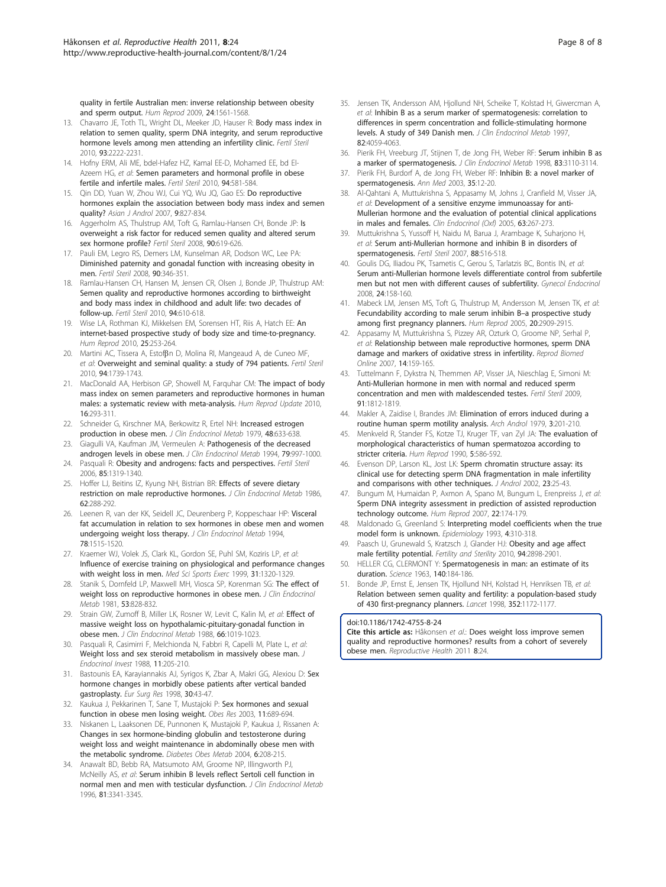quality in fertile Australian men: inverse relationship between obesity and sperm output. *Hum Reprod* 2009, **24**:1561-1568.

13. Chavarro JE, Toth TL, Wright DL, Meeker JD, Hauser R: **Body mass index in relation to semen quality, sperm DNA integrity, and serum reproductive hormone levels among men attending an infertility clinic.** *Fertil Steril* 2010, **93**:2222-2231.
14. Hofny ERM, Ali ME, bdel-Hafez HZ, Kamal EE-D, Mohamed EE, bd El-Azeem HG, *et al*: **Semen parameters and hormonal profile in obese fertile and infertile males.** *Fertil Steril* 2010, **94**:581-584.
15. Qin DD, Yuan W, Zhou WJ, Cui YQ, Wu JQ, Gao ES: **Do reproductive hormones explain the association between body mass index and semen quality?** *Asian J Androl* 2007, **9**:827-834.
16. Aggerholm AS, Thulstrup AM, Toft G, Ramlau-Hansen CH, Bonde JP: **Is overweight a risk factor for reduced semen quality and altered serum sex hormone profile?** *Fertil Steril* 2008, **90**:619-626.
17. Pauli EM, Legro RS, Demers LM, Kunselman AR, Dodson WC, Lee PA: **Diminished paternity and gonadal function with increasing obesity in men.** *Fertil Steril* 2008, **90**:346-351.
18. Ramlau-Hansen CH, Hansen M, Jensen CR, Olsen J, Bonde JP, Thulstrup AM: **Semen quality and reproductive hormones according to birthweight and body mass index in childhood and adult life: two decades of follow-up.** *Fertil Steril* 2010, **94**:610-618.
19. Wise LA, Rothman KJ, Mikkelsen EM, Sorensen HT, Riis A, Hatch EE: **An internet-based prospective study of body size and time-to-pregnancy.** *Hum Reprod* 2010, **25**:253-264.
20. Martini AC, Tissera A, Estofβn D, Molina RI, Mangeaud A, de Cuneo MF, *et al*: **Overweight and seminal quality: a study of 794 patients.** *Fertil Steril* 2010, **94**:1739-1743.
21. MacDonald AA, Herbison GP, Showell M, Farquhar CM: **The impact of body mass index on semen parameters and reproductive hormones in human males: a systematic review with meta-analysis.** *Hum Reprod Update* 2010, **16**:293-311.
22. Schneider G, Kirschner MA, Berkowitz R, Ertel NH: **Increased estrogen production in obese men.** *J Clin Endocrinol Metab* 1979, **48**:633-638.
23. Giagulli VA, Kaufman JM, Vermeulen A: **Pathogenesis of the decreased androgen levels in obese men.** *J Clin Endocrinol Metab* 1994, **79**:997-1000.
24. Pasquali R: **Obesity and androgens: facts and perspectives.** *Fertil Steril* 2006, **85**:1319-1340.
25. Hoffer LJ, Beitins IZ, Kyung NH, Bistrian BR: **Effects of severe dietary restriction on male reproductive hormones.** *J Clin Endocrinol Metab* 1986, **62**:288-292.
26. Leenen R, van der KK, Seidell JC, Deurenberg P, Koppeschaar HP: **Visceral fat accumulation in relation to sex hormones in obese men and women undergoing weight loss therapy.** *J Clin Endocrinol Metab* 1994, **78**:1515-1520.
27. Kraemer WJ, Volek JS, Clark KL, Gordon SE, Puhl SM, Koziris LP, *et al*: **Influence of exercise training on physiological and performance changes with weight loss in men.** *Med Sci Sports Exerc* 1999, **31**:1320-1329.
28. Stanik S, Dornfeld LP, Maxwell MH, Viosca SP, Korenman SG: **The effect of weight loss on reproductive hormones in obese men.** *J Clin Endocrinol Metab* 1981, **53**:828-832.
29. Strain GW, Zumoff B, Miller LK, Rosner W, Levit C, Kalin M, *et al*: **Effect of massive weight loss on hypothalamic-pituitary-gonadal function in obese men.** *J Clin Endocrinol Metab* 1988, **66**:1019-1023.
30. Pasquali R, Casimirri F, Melchionda N, Fabbri R, Capelli M, Plate L, *et al*: **Weight loss and sex steroid metabolism in massively obese man.** *J Endocrinol Invest* 1988, **11**:205-210.
31. Bastounis EA, Karayiannakis AJ, Syrigos K, Zbar A, Makri GG, Alexiou D: **Sex hormone changes in morbidly obese patients after vertical banded gastroplasty.** *Eur Surg Res* 1998, **30**:43-47.
32. Kaukua J, Pekkarinen T, Sane T, Mustajoki P: **Sex hormones and sexual function in obese men losing weight.** *Obes Res* 2003, **11**:689-694.
33. Niskanen L, Laaksonen DE, Punnonen K, Mustajoki P, Kaukua J, Rissanen A: **Changes in sex hormone-binding globulin and testosterone during weight loss and weight maintenance in abdominally obese men with the metabolic syndrome.** *Diabetes Obes Metab* 2004, **6**:208-215.
34. Anawalt BD, Bebb RA, Matsumoto AM, Groome NP, Illingworth PJ, McNeilly AS, *et al*: **Serum inhibin B levels reflect Sertoli cell function in normal men and men with testicular dysfunction.** *J Clin Endocrinol Metab* 1996, **81**:3341-3345.
35. Jensen TK, Andersson AM, Hjollund NH, Scheike T, Kolstad H, Giwercman A, *et al*: **Inhibin B as a serum marker of spermatogenesis: correlation to differences in sperm concentration and follicle-stimulating hormone levels. A study of 349 Danish men.** *J Clin Endocrinol Metab* 1997, **82**:4059-4063.
36. Pierik FH, Vreeburg JT, Stijnen T, de Jong FH, Weber RF: **Serum inhibin B as a marker of spermatogenesis.** *J Clin Endocrinol Metab* 1998, **83**:3110-3114.
37. Pierik FH, Burdorf A, de Jong FH, Weber RF: **Inhibin B: a novel marker of spermatogenesis.** *Ann Med* 2003, **35**:12-20.
38. Al-Qahtani A, Muttukrishna S, Appasamy M, Johns J, Cranfield M, Visser JA, *et al*: **Development of a sensitive enzyme immunoassay for anti-Mullerian hormone and the evaluation of potential clinical applications in males and females.** *Clin Endocrinol (Oxf)* 2005, **63**:267-273.
39. Muttukrishna S, Yussoff H, Naidu M, Barua J, Arambage K, Suharjono H, *et al*: **Serum anti-Mullerian hormone and inhibin B in disorders of spermatogenesis.** *Fertil Steril* 2007, **88**:516-518.
40. Goulis DG, Iliadou PK, Tsametis C, Gerou S, Tarlatzis BC, Bontis IN, *et al*: **Serum anti-Mullerian hormone levels differentiate control from subfertile men but not men with different causes of subfertility.** *Gynecol Endocrinol* 2008, **24**:158-160.
41. Mabeck LM, Jensen MS, Toft G, Thulstrup M, Andersson M, Jensen TK, *et al*: **Fecundability according to male serum inhibin B–a prospective study among first pregnancy planners.** *Hum Reprod* 2005, **20**:2909-2915.
42. Appasamy M, Muttukrishna S, Pizzey AR, Ozturk O, Groome NP, Serhal P, *et al*: **Relationship between male reproductive hormones, sperm DNA damage and markers of oxidative stress in infertility.** *Reprod Biomed Online* 2007, **14**:159-165.
43. Tuttelmann F, Dykstra N, Themmen AP, Visser JA, Nieschlag E, Simoni M: **Anti-Mullerian hormone in men with normal and reduced sperm concentration and men with maldescended testes.** *Fertil Steril* 2009, **91**:1812-1819.
44. Makler A, Zaidise I, Brandes JM: **Elimination of errors induced during a routine human sperm motility analysis.** *Arch Androl* 1979, **3**:201-210.
45. Menkveld R, Stander FS, Kotze TJ, Kruger TF, van Zyl JA: **The evaluation of morphological characteristics of human spermatozoa according to stricter criteria.** *Hum Reprod* 1990, **5**:586-592.
46. Evenson DP, Larson KL, Jost LK: **Sperm chromatin structure assay: its clinical use for detecting sperm DNA fragmentation in male infertility and comparisons with other techniques.** *J Androl* 2002, **23**:25-43.
47. Bungum M, Humaidan P, Axmon A, Spano M, Bungum L, Erenpreiss J, *et al*: **Sperm DNA integrity assessment in prediction of assisted reproduction technology outcome.** *Hum Reprod* 2007, **22**:174-179.
48. Maldonado G, Greenland S: **Interpreting model coefficients when the true model form is unknown.** *Epidemiology* 1993, **4**:310-318.
49. Paasch U, Grunewald S, Kratzsch J, Glander HJ: **Obesity and age affect male fertility potential.** *Fertility and Sterility* 2010, **94**:2898-2901.
50. HELLER CG, CLERMONT Y: **Spermatogenesis in man: an estimate of its duration.** *Science* 1963, **140**:184-186.
51. Bonde JP, Ernst E, Jensen TK, Hjollund NH, Kolstad H, Henriksen TB, *et al*: **Relation between semen quality and fertility: a population-based study of 430 first-pregnancy planners.** *Lancet* 1998, **352**:1172-1177.

doi:10.1186/1742-4755-8-24

**Cite this article as:** Håkonsen *et al.*: Does weight loss improve semen quality and reproductive hormones? results from a cohort of severely obese men. *Reproductive Health* 2011 **8**:24.